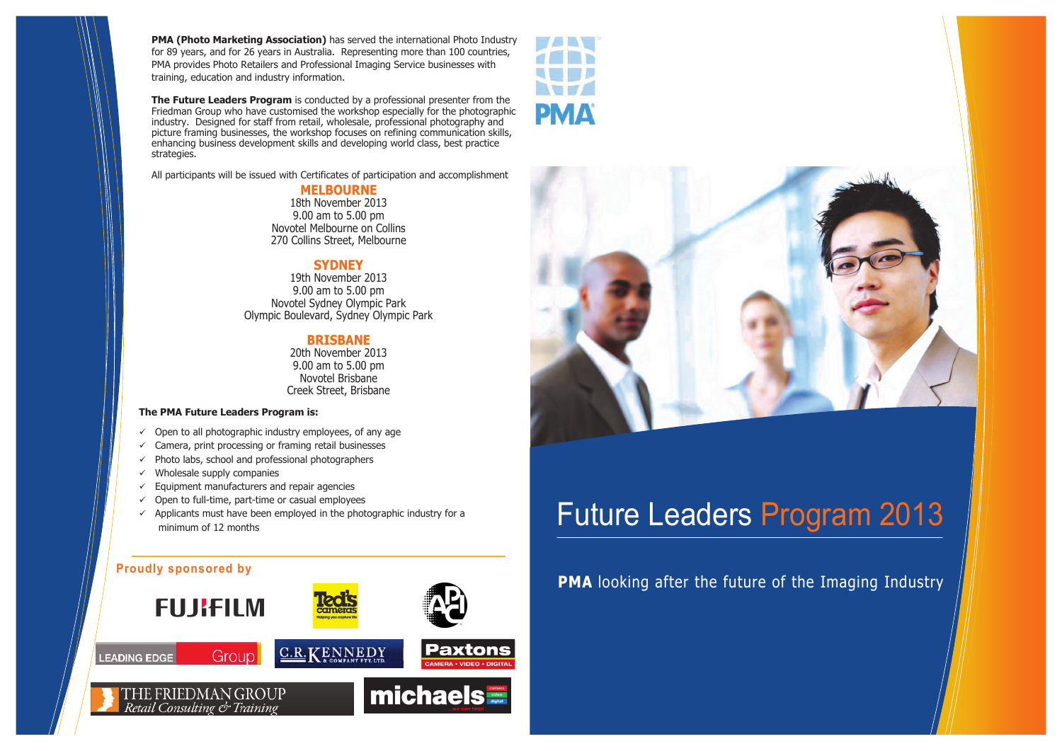**PMA (Photo Marketing Association)** has served the international Photo Industry for 89 years, and for 26 years in Australia. Representing more than 100 countries, PMA provides Photo Retailers and Professional Imaging Service businesses with training, education and industry information.

**The Future Leaders Program** is conducted by a professional presenter from the Friedman Group who have customised the workshop especially for the photographic industry. Designed for staff from retail, wholesale, professional photography and picture framing businesses, the workshop focuses on refining communication skills, enhancing business development skills and developing world class, best practice strategies.

All participants will be issued with Certificates of participation and accomplishment

## MELBOURNE

18th November 2013
9.00 am to 5.00 pm
Novotel Melbourne on Collins
270 Collins Street, Melbourne

## SYDNEY

19th November 2013
9.00 am to 5.00 pm
Novotel Sydney Olympic Park
Olympic Boulevard, Sydney Olympic Park

## BRISBANE

20th November 2013
9.00 am to 5.00 pm
Novotel Brisbane
Creek Street, Brisbane

**The PMA Future Leaders Program is:**

- ✓ Open to all photographic industry employees, of any age
- ✓ Camera, print processing or framing retail businesses
- ✓ Photo labs, school and professional photographers
- ✓ Wholesale supply companies
- ✓ Equipment manufacturers and repair agencies
- ✓ Open to full-time, part-time or casual employees
- ✓ Applicants must have been employed in the photographic industry for a minimum of 12 months

**Proudly sponsored by**

FUJIFILM | Ted's cameras | APC | LEADING EDGE Group | C.R. KENNEDY & COMPANY PTY. LTD. | Paxtons CAMERA • VIDEO • DIGITAL | THE FRIEDMAN GROUP Retail Consulting & Training | michaels

PMA

# Future Leaders Program 2013

**PMA** looking after the future of the Imaging Industry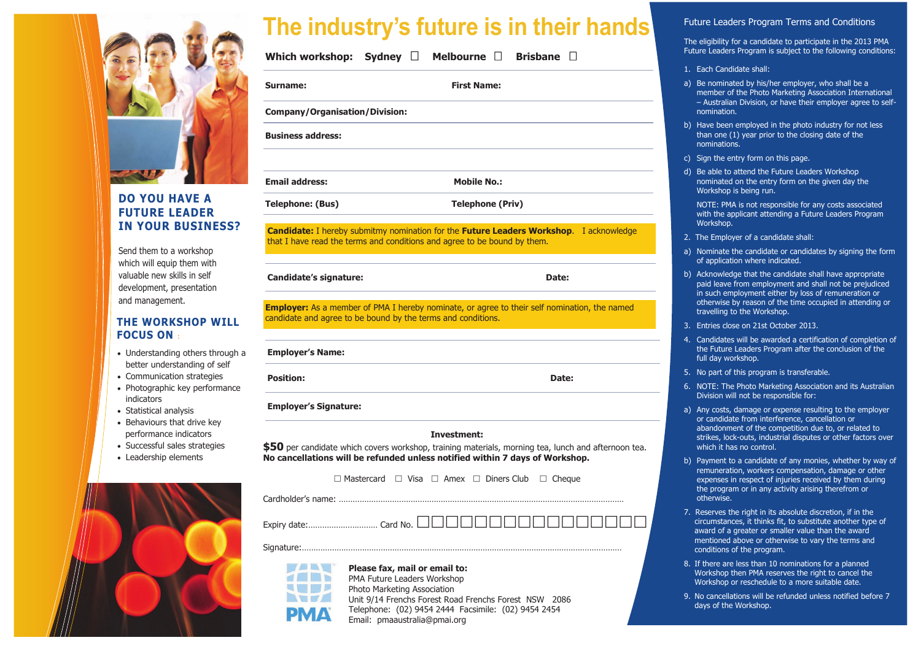## DO YOU HAVE A FUTURE LEADER IN YOUR BUSINESS?

Send them to a workshop which will equip them with valuable new skills in self development, presentation and management.

### THE WORKSHOP WILL FOCUS ON :

- Understanding others through a better understanding of self
- Communication strategies
- Photographic key performance indicators
- Statistical analysis
- Behaviours that drive key performance indicators
- Successful sales strategies
- Leadership elements

# The industry's future is in their hands

**Which workshop:** **Sydney** ☐ **Melbourne** ☐ **Brisbane** ☐

**Surname:** **First Name:**

**Company/Organisation/Division:**

**Business address:**

**Email address:** **Mobile No.:**

**Telephone: (Bus)** **Telephone (Priv)**

**Candidate:** I hereby submitmy nomination for the **Future Leaders Workshop**. I acknowledge that I have read the terms and conditions and agree to be bound by them.

**Candidate's signature:** **Date:**

**Employer:** As a member of PMA I hereby nominate, or agree to their self nomination, the named candidate and agree to be bound by the terms and conditions.

**Employer's Name:**

**Position:** **Date:**

**Employer's Signature:**

**Investment:**

**$50** per candidate which covers workshop, training materials, morning tea, lunch and afternoon tea.
**No cancellations will be refunded unless notified within 7 days of Workshop.**

☐ Mastercard ☐ Visa ☐ Amex ☐ Diners Club ☐ Cheque

Cardholder's name: ........................................................................................................................................

Expiry date:.............................. Card No. ☐☐☐☐☐☐☐☐☐☐☐☐☐☐☐☐

Signature:........................................................................................................................................................

PMA

**Please fax, mail or email to:**
PMA Future Leaders Workshop
Photo Marketing Association
Unit 9/14 Frenchs Forest Road Frenchs Forest NSW 2086
Telephone: (02) 9454 2444 Facsimile: (02) 9454 2454
Email: pmaaustralia@pmai.org

## Future Leaders Program Terms and Conditions

The eligibility for a candidate to participate in the 2013 PMA Future Leaders Program is subject to the following conditions:

1. Each Candidate shall:

a) Be nominated by his/her employer, who shall be a member of the Photo Marketing Association International – Australian Division, or have their employer agree to self-nomination.

b) Have been employed in the photo industry for not less than one (1) year prior to the closing date of the nominations.

c) Sign the entry form on this page.

d) Be able to attend the Future Leaders Workshop nominated on the entry form on the given day the Workshop is being run.

NOTE: PMA is not responsible for any costs associated with the applicant attending a Future Leaders Program Workshop.

2. The Employer of a candidate shall:

a) Nominate the candidate or candidates by signing the form of application where indicated.

b) Acknowledge that the candidate shall have appropriate paid leave from employment and shall not be prejudiced in such employment either by loss of remuneration or otherwise by reason of the time occupied in attending or travelling to the Workshop.

3. Entries close on 21st October 2013.

4. Candidates will be awarded a certification of completion of the Future Leaders Program after the conclusion of the full day workshop.

5. No part of this program is transferable.

6. NOTE: The Photo Marketing Association and its Australian Division will not be responsible for:

a) Any costs, damage or expense resulting to the employer or candidate from interference, cancellation or abandonment of the competition due to, or related to strikes, lock-outs, industrial disputes or other factors over which it has no control.

b) Payment to a candidate of any monies, whether by way of remuneration, workers compensation, damage or other expenses in respect of injuries received by them during the program or in any activity arising therefrom or otherwise.

7. Reserves the right in its absolute discretion, if in the circumstances, it thinks fit, to substitute another type of award of a greater or smaller value than the award mentioned above or otherwise to vary the terms and conditions of the program.

8. If there are less than 10 nominations for a planned Workshop then PMA reserves the right to cancel the Workshop or reschedule to a more suitable date.

9. No cancellations will be refunded unless notified before 7 days of the Workshop.